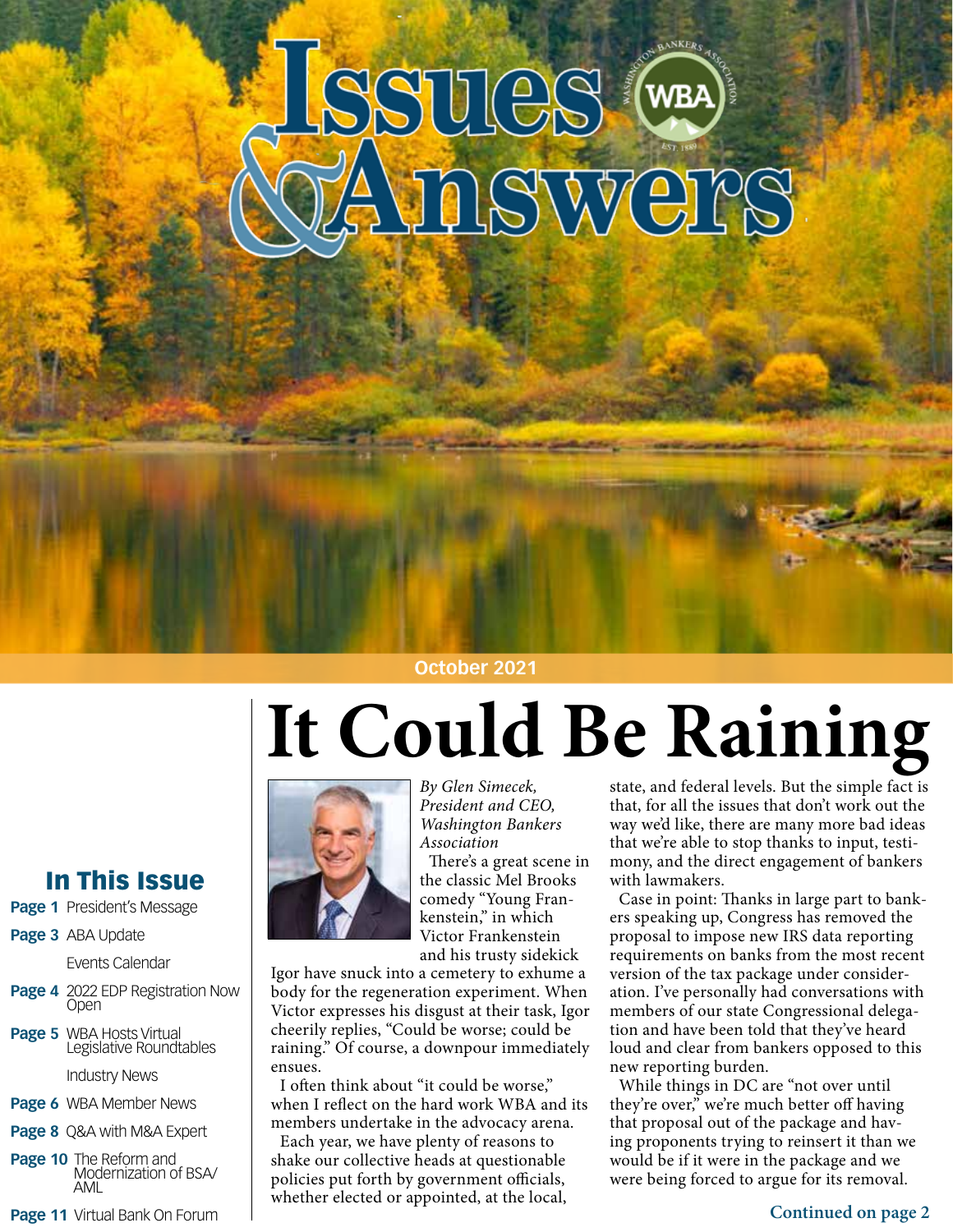# Issues & Answers

October 2021

## In This Issue

**Page 1** President's Message

**Page 3** ABA Update

Events Calendar

**Page 4** 2022 EDP Registration Now Open

**Page 5** WBA Hosts Virtual Legislative Roundtables

Industry News

**Page 6** WBA Member News

**Page 8** Q&A with M&A Expert

**Page 10** The Reform and Modernization of BSA/AML

**Page 11** Virtual Bank On Forum

# It Could Be Raining

*By Glen Simecek, President and CEO, Washington Bankers Association*

There's a great scene in the classic Mel Brooks comedy "Young Frankenstein," in which Victor Frankenstein and his trusty sidekick Igor have snuck into a cemetery to exhume a body for the regeneration experiment. When Victor expresses his disgust at their task, Igor cheerily replies, "Could be worse; could be raining." Of course, a downpour immediately ensues.

I often think about "it could be worse," when I reflect on the hard work WBA and its members undertake in the advocacy arena.

Each year, we have plenty of reasons to shake our collective heads at questionable policies put forth by government officials, whether elected or appointed, at the local, state, and federal levels. But the simple fact is that, for all the issues that don't work out the way we'd like, there are many more bad ideas that we're able to stop thanks to input, testimony, and the direct engagement of bankers with lawmakers.

Case in point: Thanks in large part to bankers speaking up, Congress has removed the proposal to impose new IRS data reporting requirements on banks from the most recent version of the tax package under consideration. I've personally had conversations with members of our state Congressional delegation and have been told that they've heard loud and clear from bankers opposed to this new reporting burden.

While things in DC are "not over until they're over," we're much better off having that proposal out of the package and having proponents trying to reinsert it than we would be if it were in the package and we were being forced to argue for its removal.

**Continued on page 2**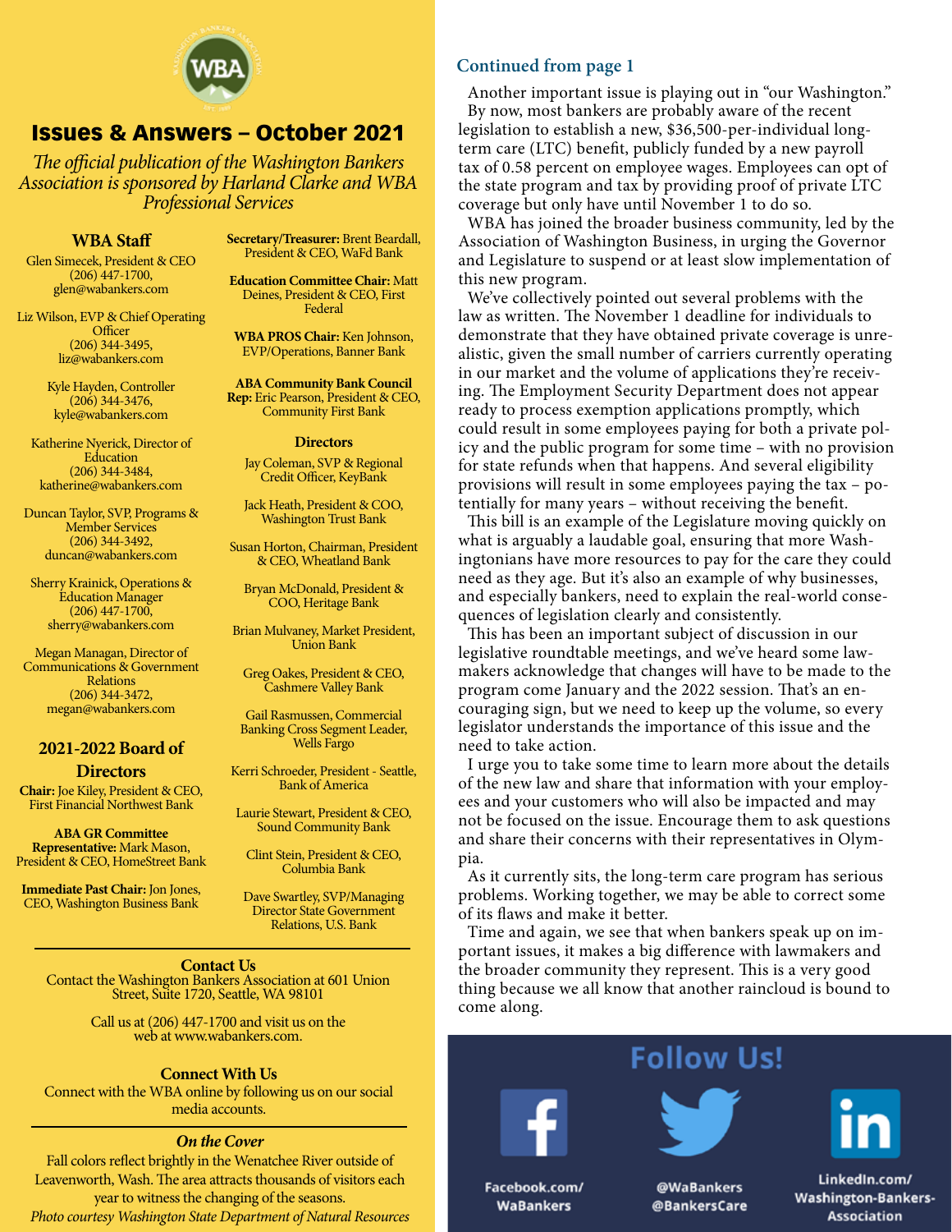# Issues & Answers – October 2021

*The official publication of the Washington Bankers Association is sponsored by Harland Clarke and WBA Professional Services*

## WBA Staff

Glen Simecek, President & CEO
(206) 447-1700,
glen@wabankers.com

Liz Wilson, EVP & Chief Operating Officer
(206) 344-3495,
liz@wabankers.com

Kyle Hayden, Controller
(206) 344-3476,
kyle@wabankers.com

Katherine Nyerick, Director of Education
(206) 344-3484,
katherine@wabankers.com

Duncan Taylor, SVP, Programs & Member Services
(206) 344-3492,
duncan@wabankers.com

Sherry Krainick, Operations & Education Manager
(206) 447-1700,
sherry@wabankers.com

Megan Managan, Director of Communications & Government Relations
(206) 344-3472,
megan@wabankers.com

## 2021-2022 Board of Directors

**Chair:** Joe Kiley, President & CEO, First Financial Northwest Bank

**ABA GR Committee Representative:** Mark Mason, President & CEO, HomeStreet Bank

**Immediate Past Chair:** Jon Jones, CEO, Washington Business Bank

**Secretary/Treasurer:** Brent Beardall, President & CEO, WaFd Bank

**Education Committee Chair:** Matt Deines, President & CEO, First Federal

**WBA PROS Chair:** Ken Johnson, EVP/Operations, Banner Bank

**ABA Community Bank Council Rep:** Eric Pearson, President & CEO, Community First Bank

### Directors

Jay Coleman, SVP & Regional Credit Officer, KeyBank

Jack Heath, President & COO, Washington Trust Bank

Susan Horton, Chairman, President & CEO, Wheatland Bank

Bryan McDonald, President & COO, Heritage Bank

Brian Mulvaney, Market President, Union Bank

Greg Oakes, President & CEO, Cashmere Valley Bank

Gail Rasmussen, Commercial Banking Cross Segment Leader, Wells Fargo

Kerri Schroeder, President - Seattle, Bank of America

Laurie Stewart, President & CEO, Sound Community Bank

Clint Stein, President & CEO, Columbia Bank

Dave Swartley, SVP/Managing Director State Government Relations, U.S. Bank

### Contact Us

Contact the Washington Bankers Association at 601 Union Street, Suite 1720, Seattle, WA 98101

Call us at (206) 447-1700 and visit us on the web at www.wabankers.com.

### Connect With Us

Connect with the WBA online by following us on our social media accounts.

### *On the Cover*

Fall colors reflect brightly in the Wenatchee River outside of Leavenworth, Wash. The area attracts thousands of visitors each year to witness the changing of the seasons.
*Photo courtesy Washington State Department of Natural Resources*

## Continued from page 1

Another important issue is playing out in "our Washington." By now, most bankers are probably aware of the recent legislation to establish a new, $36,500-per-individual long-term care (LTC) benefit, publicly funded by a new payroll tax of 0.58 percent on employee wages. Employees can opt of of the state program and tax by providing proof of private LTC coverage but only have until November 1 to do so.

WBA has joined the broader business community, led by the Association of Washington Business, in urging the Governor and Legislature to suspend or at least slow implementation of this new program.

We've collectively pointed out several problems with the law as written. The November 1 deadline for individuals to demonstrate that they have obtained private coverage is unrealistic, given the small number of carriers currently operating in our market and the volume of applications they're receiving. The Employment Security Department does not appear ready to process exemption applications promptly, which could result in some employees paying for both a private policy and the public program for some time – with no provision for state refunds when that happens. And several eligibility provisions will result in some employees paying the tax – potentially for many years – without receiving the benefit.

This bill is an example of the Legislature moving quickly on what is arguably a laudable goal, ensuring that more Washingtonians have more resources to pay for the care they could need as they age. But it's also an example of why businesses, and especially bankers, need to explain the real-world consequences of legislation clearly and consistently.

This has been an important subject of discussion in our legislative roundtable meetings, and we've heard some lawmakers acknowledge that changes will have to be made to the program come January and the 2022 session. That's an encouraging sign, but we need to keep up the volume, so every legislator understands the importance of this issue and the need to take action.

I urge you to take some time to learn more about the details of the new law and share that information with your employees and your customers who will also be impacted and may not be focused on the issue. Encourage them to ask questions and share their concerns with their representatives in Olympia.

As it currently sits, the long-term care program has serious problems. Working together, we may be able to correct some of its flaws and make it better.

Time and again, we see that when bankers speak up on important issues, it makes a big difference with lawmakers and the broader community they represent. This is a very good thing because we all know that another raincloud is bound to come along.

## Follow Us!

Facebook.com/WaBankers

@WaBankers
@BankersCare

LinkedIn.com/Washington-Bankers-Association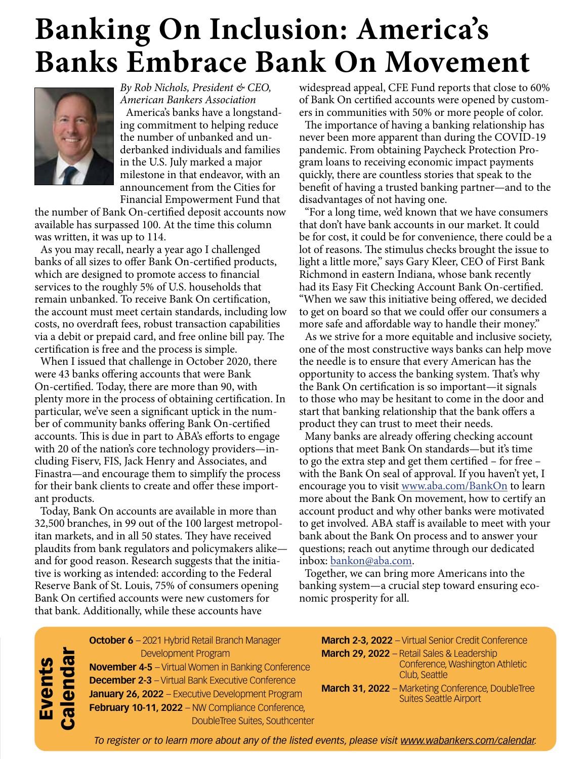# Banking On Inclusion: America's Banks Embrace Bank On Movement

*By Rob Nichols, President & CEO, American Bankers Association*

America's banks have a longstanding commitment to helping reduce the number of unbanked and underbanked individuals and families in the U.S. July marked a major milestone in that endeavor, with an announcement from the Cities for Financial Empowerment Fund that the number of Bank On-certified deposit accounts now available has surpassed 100. At the time this column was written, it was up to 114.

As you may recall, nearly a year ago I challenged banks of all sizes to offer Bank On-certified products, which are designed to promote access to financial services to the roughly 5% of U.S. households that remain unbanked. To receive Bank On certification, the account must meet certain standards, including low costs, no overdraft fees, robust transaction capabilities via a debit or prepaid card, and free online bill pay. The certification is free and the process is simple.

When I issued that challenge in October 2020, there were 43 banks offering accounts that were Bank On-certified. Today, there are more than 90, with plenty more in the process of obtaining certification. In particular, we've seen a significant uptick in the number of community banks offering Bank On-certified accounts. This is due in part to ABA's efforts to engage with 20 of the nation's core technology providers—including Fiserv, FIS, Jack Henry and Associates, and Finastra—and encourage them to simplify the process for their bank clients to create and offer these important products.

Today, Bank On accounts are available in more than 32,500 branches, in 99 out of the 100 largest metropolitan markets, and in all 50 states. They have received plaudits from bank regulators and policymakers alike—and for good reason. Research suggests that the initiative is working as intended: according to the Federal Reserve Bank of St. Louis, 75% of consumers opening Bank On certified accounts were new customers for that bank. Additionally, while these accounts have widespread appeal, CFE Fund reports that close to 60% of Bank On certified accounts were opened by customers in communities with 50% or more people of color.

The importance of having a banking relationship has never been more apparent than during the COVID-19 pandemic. From obtaining Paycheck Protection Program loans to receiving economic impact payments quickly, there are countless stories that speak to the benefit of having a trusted banking partner—and to the disadvantages of not having one.

"For a long time, we'd known that we have consumers that don't have bank accounts in our market. It could be for cost, it could be for convenience, there could be a lot of reasons. The stimulus checks brought the issue to light a little more," says Gary Kleer, CEO of First Bank Richmond in eastern Indiana, whose bank recently had its Easy Fit Checking Account Bank On-certified. "When we saw this initiative being offered, we decided to get on board so that we could offer our consumers a more safe and affordable way to handle their money."

As we strive for a more equitable and inclusive society, one of the most constructive ways banks can help move the needle is to ensure that every American has the opportunity to access the banking system. That's why the Bank On certification is so important—it signals to those who may be hesitant to come in the door and start that banking relationship that the bank offers a product they can trust to meet their needs.

Many banks are already offering checking account options that meet Bank On standards—but it's time to go the extra step and get them certified – for free – with the Bank On seal of approval. If you haven't yet, I encourage you to visit www.aba.com/BankOn to learn more about the Bank On movement, how to certify an account product and why other banks were motivated to get involved. ABA staff is available to meet with your bank about the Bank On process and to answer your questions; reach out anytime through our dedicated inbox: bankon@aba.com.

Together, we can bring more Americans into the banking system—a crucial step toward ensuring economic prosperity for all.

## Events Calendar

- **October 6** – 2021 Hybrid Retail Branch Manager Development Program
- **November 4-5** – Virtual Women in Banking Conference
- **December 2-3** – Virtual Bank Executive Conference
- **January 26, 2022** – Executive Development Program
- **February 10-11, 2022** – NW Compliance Conference, DoubleTree Suites, Southcenter
- **March 2-3, 2022** – Virtual Senior Credit Conference
- **March 29, 2022** – Retail Sales & Leadership Conference, Washington Athletic Club, Seattle
- **March 31, 2022** – Marketing Conference, DoubleTree Suites Seattle Airport

*To register or to learn more about any of the listed events, please visit www.wabankers.com/calendar.*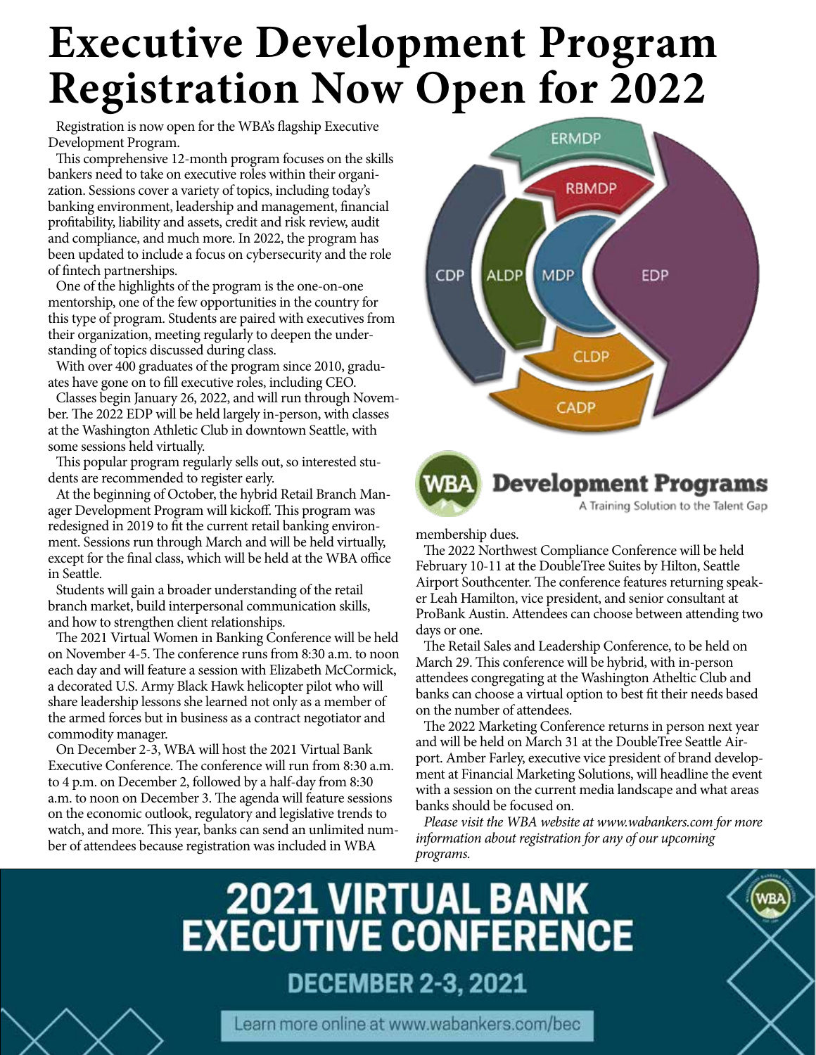# Executive Development Program Registration Now Open for 2022

Registration is now open for the WBA's flagship Executive Development Program.

This comprehensive 12-month program focuses on the skills bankers need to take on executive roles within their organization. Sessions cover a variety of topics, including today's banking environment, leadership and management, financial profitability, liability and assets, credit and risk review, audit and compliance, and much more. In 2022, the program has been updated to include a focus on cybersecurity and the role of fintech partnerships.

One of the highlights of the program is the one-on-one mentorship, one of the few opportunities in the country for this type of program. Students are paired with executives from their organization, meeting regularly to deepen the understanding of topics discussed during class.

With over 400 graduates of the program since 2010, graduates have gone on to fill executive roles, including CEO.

Classes begin January 26, 2022, and will run through November. The 2022 EDP will be held largely in-person, with classes at the Washington Athletic Club in downtown Seattle, with some sessions held virtually.

This popular program regularly sells out, so interested students are recommended to register early.

At the beginning of October, the hybrid Retail Branch Manager Development Program will kickoff. This program was redesigned in 2019 to fit the current retail banking environment. Sessions run through March and will be held virtually, except for the final class, which will be held at the WBA office in Seattle.

Students will gain a broader understanding of the retail branch market, build interpersonal communication skills, and how to strengthen client relationships.

The 2021 Virtual Women in Banking Conference will be held on November 4-5. The conference runs from 8:30 a.m. to noon each day and will feature a session with Elizabeth McCormick, a decorated U.S. Army Black Hawk helicopter pilot who will share leadership lessons she learned not only as a member of the armed forces but in business as a contract negotiator and commodity manager.

On December 2-3, WBA will host the 2021 Virtual Bank Executive Conference. The conference will run from 8:30 a.m. to 4 p.m. on December 2, followed by a half-day from 8:30 a.m. to noon on December 3. The agenda will feature sessions on the economic outlook, regulatory and legislative trends to watch, and more. This year, banks can send an unlimited number of attendees because registration was included in WBA membership dues.

ERMDP RBMDP CDP ALDP MDP EDP CLDP CADP

**WBA Development Programs**
A Training Solution to the Talent Gap

The 2022 Northwest Compliance Conference will be held February 10-11 at the DoubleTree Suites by Hilton, Seattle Airport Southcenter. The conference features returning speaker Leah Hamilton, vice president, and senior consultant at ProBank Austin. Attendees can choose between attending two days or one.

The Retail Sales and Leadership Conference, to be held on March 29. This conference will be hybrid, with in-person attendees congregating at the Washington Atheltic Club and banks can choose a virtual option to best fit their needs based on the number of attendees.

The 2022 Marketing Conference returns in person next year and will be held on March 31 at the DoubleTree Seattle Airport. Amber Farley, executive vice president of brand development at Financial Marketing Solutions, will headline the event with a session on the current media landscape and what areas banks should be focused on.

*Please visit the WBA website at www.wabankers.com for more information about registration for any of our upcoming programs.*

**2021 VIRTUAL BANK EXECUTIVE CONFERENCE**

**DECEMBER 2-3, 2021**

Learn more online at www.wabankers.com/bec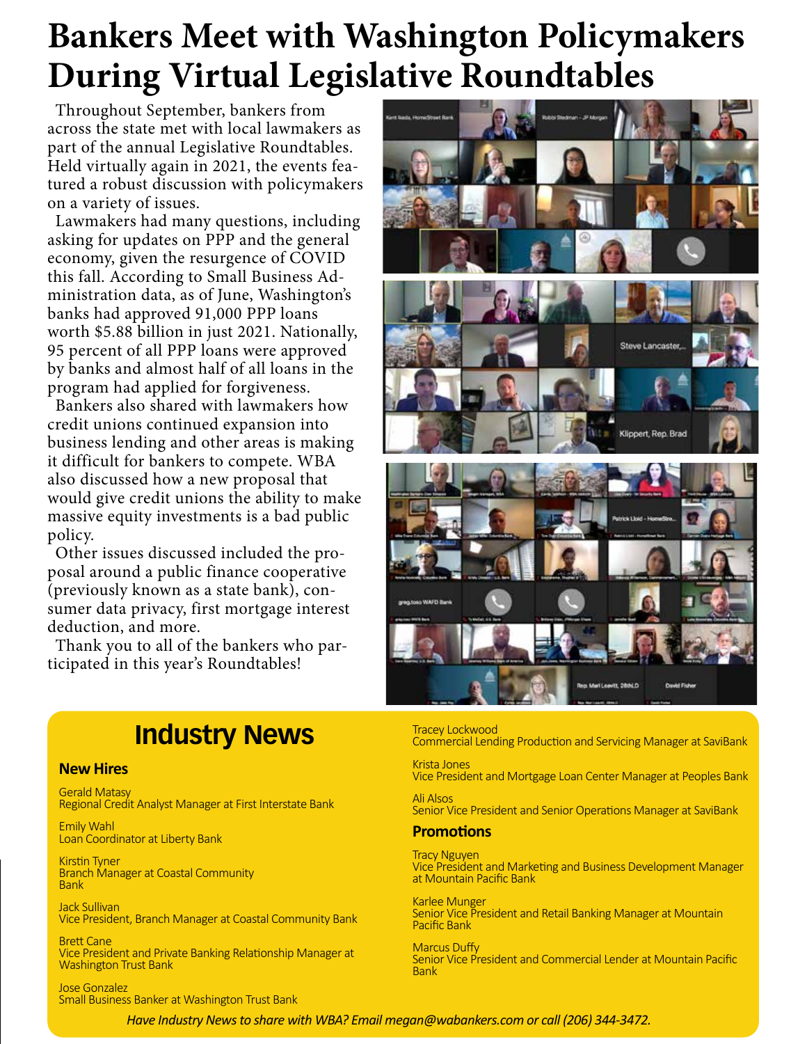# Bankers Meet with Washington Policymakers During Virtual Legislative Roundtables

Throughout September, bankers from across the state met with local lawmakers as part of the annual Legislative Roundtables. Held virtually again in 2021, the events featured a robust discussion with policymakers on a variety of issues.

Lawmakers had many questions, including asking for updates on PPP and the general economy, given the resurgence of COVID this fall. According to Small Business Administration data, as of June, Washington's banks had approved 91,000 PPP loans worth $5.88 billion in just 2021. Nationally, 95 percent of all PPP loans were approved by banks and almost half of all loans in the program had applied for forgiveness.

Bankers also shared with lawmakers how credit unions continued expansion into business lending and other areas is making it difficult for bankers to compete. WBA also discussed how a new proposal that would give credit unions the ability to make massive equity investments is a bad public policy.

Other issues discussed included the proposal around a public finance cooperative (previously known as a state bank), consumer data privacy, first mortgage interest deduction, and more.

Thank you to all of the bankers who participated in this year's Roundtables!

## Industry News

### New Hires

Gerald Matasy
Regional Credit Analyst Manager at First Interstate Bank

Emily Wahl
Loan Coordinator at Liberty Bank

Kirstin Tyner
Branch Manager at Coastal Community Bank

Jack Sullivan
Vice President, Branch Manager at Coastal Community Bank

Brett Cane
Vice President and Private Banking Relationship Manager at Washington Trust Bank

Jose Gonzalez
Small Business Banker at Washington Trust Bank

Tracey Lockwood
Commercial Lending Production and Servicing Manager at SaviBank

Krista Jones
Vice President and Mortgage Loan Center Manager at Peoples Bank

Ali Alsos
Senior Vice President and Senior Operations Manager at SaviBank

### Promotions

Tracy Nguyen
Vice President and Marketing and Business Development Manager at Mountain Pacific Bank

Karlee Munger
Senior Vice President and Retail Banking Manager at Mountain Pacific Bank

Marcus Duffy
Senior Vice President and Commercial Lender at Mountain Pacific Bank

*Have Industry News to share with WBA? Email megan@wabankers.com or call (206) 344-3472.*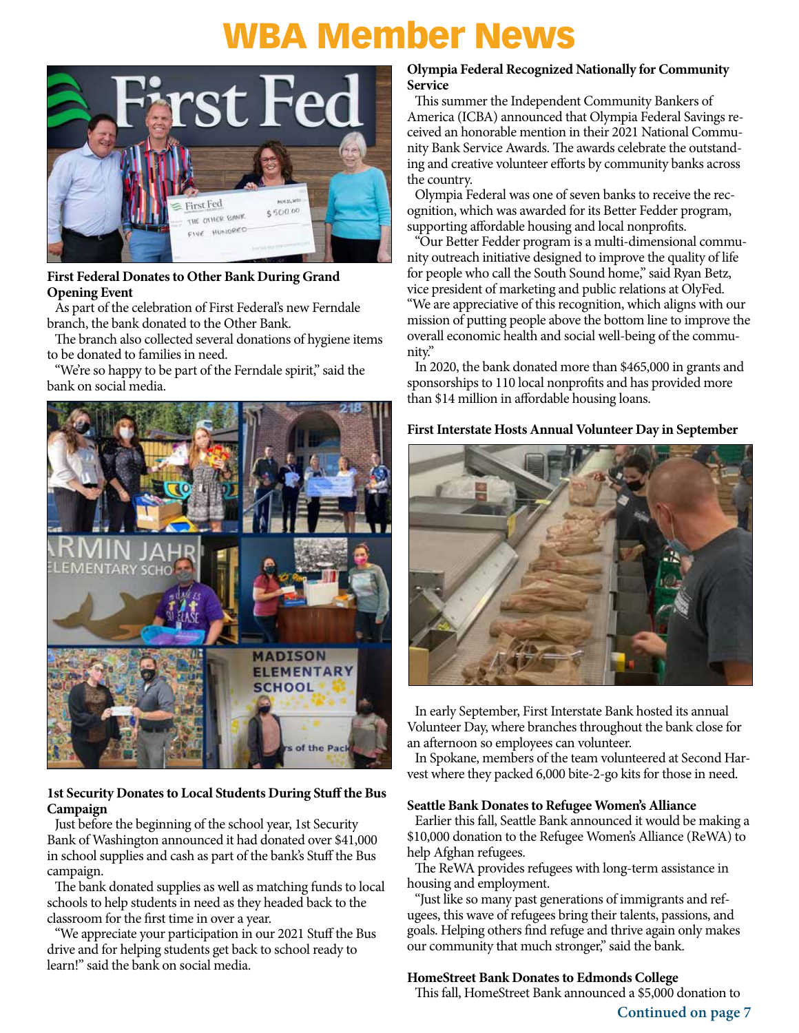# WBA Member News

**First Federal Donates to Other Bank During Grand Opening Event**

As part of the celebration of First Federal's new Ferndale branch, the bank donated to the Other Bank.

The branch also collected several donations of hygiene items to be donated to families in need.

"We're so happy to be part of the Ferndale spirit," said the bank on social media.

**1st Security Donates to Local Students During Stuff the Bus Campaign**

Just before the beginning of the school year, 1st Security Bank of Washington announced it had donated over $41,000 in school supplies and cash as part of the bank's Stuff the Bus campaign.

The bank donated supplies as well as matching funds to local schools to help students in need as they headed back to the classroom for the first time in over a year.

"We appreciate your participation in our 2021 Stuff the Bus drive and for helping students get back to school ready to learn!" said the bank on social media.

**Olympia Federal Recognized Nationally for Community Service**

This summer the Independent Community Bankers of America (ICBA) announced that Olympia Federal Savings received an honorable mention in their 2021 National Community Bank Service Awards. The awards celebrate the outstanding and creative volunteer efforts by community banks across the country.

Olympia Federal was one of seven banks to receive the recognition, which was awarded for its Better Fedder program, supporting affordable housing and local nonprofits.

"Our Better Fedder program is a multi-dimensional community outreach initiative designed to improve the quality of life for people who call the South Sound home," said Ryan Betz, vice president of marketing and public relations at OlyFed. "We are appreciative of this recognition, which aligns with our mission of putting people above the bottom line to improve the overall economic health and social well-being of the community."

In 2020, the bank donated more than $465,000 in grants and sponsorships to 110 local nonprofits and has provided more than $14 million in affordable housing loans.

**First Interstate Hosts Annual Volunteer Day in September**

In early September, First Interstate Bank hosted its annual Volunteer Day, where branches throughout the bank close for an afternoon so employees can volunteer.

In Spokane, members of the team volunteered at Second Harvest where they packed 6,000 bite-2-go kits for those in need.

**Seattle Bank Donates to Refugee Women's Alliance**

Earlier this fall, Seattle Bank announced it would be making a $10,000 donation to the Refugee Women's Alliance (ReWA) to help Afghan refugees.

The ReWA provides refugees with long-term assistance in housing and employment.

"Just like so many past generations of immigrants and refugees, this wave of refugees bring their talents, passions, and goals. Helping others find refuge and thrive again only makes our community that much stronger," said the bank.

**HomeStreet Bank Donates to Edmonds College**

This fall, HomeStreet Bank announced a $5,000 donation to

**Continued on page 7**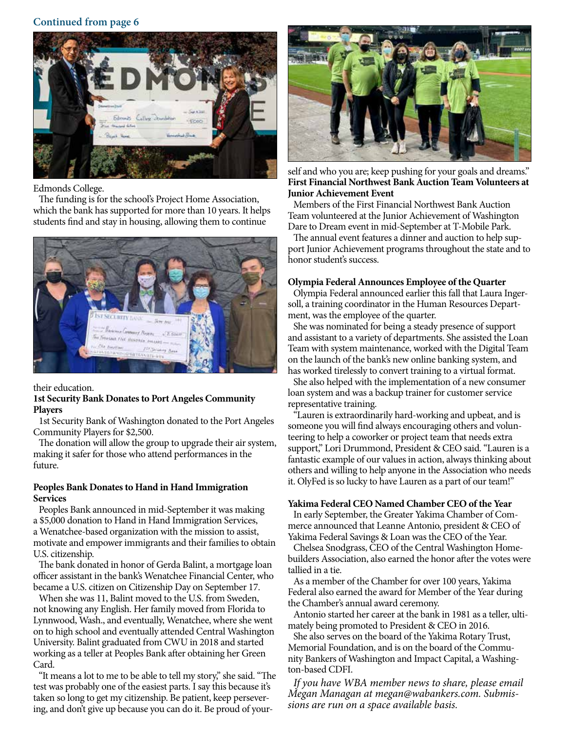Continued from page 6

Edmonds College.

The funding is for the school's Project Home Association, which the bank has supported for more than 10 years. It helps students find and stay in housing, allowing them to continue their education.

**1st Security Bank Donates to Port Angeles Community Players**

1st Security Bank of Washington donated to the Port Angeles Community Players for $2,500.

The donation will allow the group to upgrade their air system, making it safer for those who attend performances in the future.

**Peoples Bank Donates to Hand in Hand Immigration Services**

Peoples Bank announced in mid-September it was making a $5,000 donation to Hand in Hand Immigration Services, a Wenatchee-based organization with the mission to assist, motivate and empower immigrants and their families to obtain U.S. citizenship.

The bank donated in honor of Gerda Balint, a mortgage loan officer assistant in the bank's Wenatchee Financial Center, who became a U.S. citizen on Citizenship Day on September 17.

When she was 11, Balint moved to the U.S. from Sweden, not knowing any English. Her family moved from Florida to Lynnwood, Wash., and eventually, Wenatchee, where she went on to high school and eventually attended Central Washington University. Balint graduated from CWU in 2018 and started working as a teller at Peoples Bank after obtaining her Green Card.

"It means a lot to me to be able to tell my story," she said. "The test was probably one of the easiest parts. I say this because it's taken so long to get my citizenship. Be patient, keep persevering, and don't give up because you can do it. Be proud of yourself and who you are; keep pushing for your goals and dreams."

**First Financial Northwest Bank Auction Team Volunteers at Junior Achievement Event**

Members of the First Financial Northwest Bank Auction Team volunteered at the Junior Achievement of Washington Dare to Dream event in mid-September at T-Mobile Park.

The annual event features a dinner and auction to help support Junior Achievement programs throughout the state and to honor student's success.

**Olympia Federal Announces Employee of the Quarter**

Olympia Federal announced earlier this fall that Laura Ingersoll, a training coordinator in the Human Resources Department, was the employee of the quarter.

She was nominated for being a steady presence of support and assistant to a variety of departments. She assisted the Loan Team with system maintenance, worked with the Digital Team on the launch of the bank's new online banking system, and has worked tirelessly to convert training to a virtual format.

She also helped with the implementation of a new consumer loan system and was a backup trainer for customer service representative training.

"Lauren is extraordinarily hard-working and upbeat, and is someone you will find always encouraging others and volunteering to help a coworker or project team that needs extra support," Lori Drummond, President & CEO said. "Lauren is a fantastic example of our values in action, always thinking about others and willing to help anyone in the Association who needs it. OlyFed is so lucky to have Lauren as a part of our team!"

**Yakima Federal CEO Named Chamber CEO of the Year**

In early September, the Greater Yakima Chamber of Commerce announced that Leanne Antonio, president & CEO of Yakima Federal Savings & Loan was the CEO of the Year.

Chelsea Snodgrass, CEO of the Central Washington Homebuilders Association, also earned the honor after the votes were tallied in a tie.

As a member of the Chamber for over 100 years, Yakima Federal also earned the award for Member of the Year during the Chamber's annual award ceremony.

Antonio started her career at the bank in 1981 as a teller, ultimately being promoted to President & CEO in 2016.

She also serves on the board of the Yakima Rotary Trust, Memorial Foundation, and is on the board of the Community Bankers of Washington and Impact Capital, a Washington-based CDFI.

*If you have WBA member news to share, please email Megan Managan at megan@wabankers.com. Submissions are run on a space available basis.*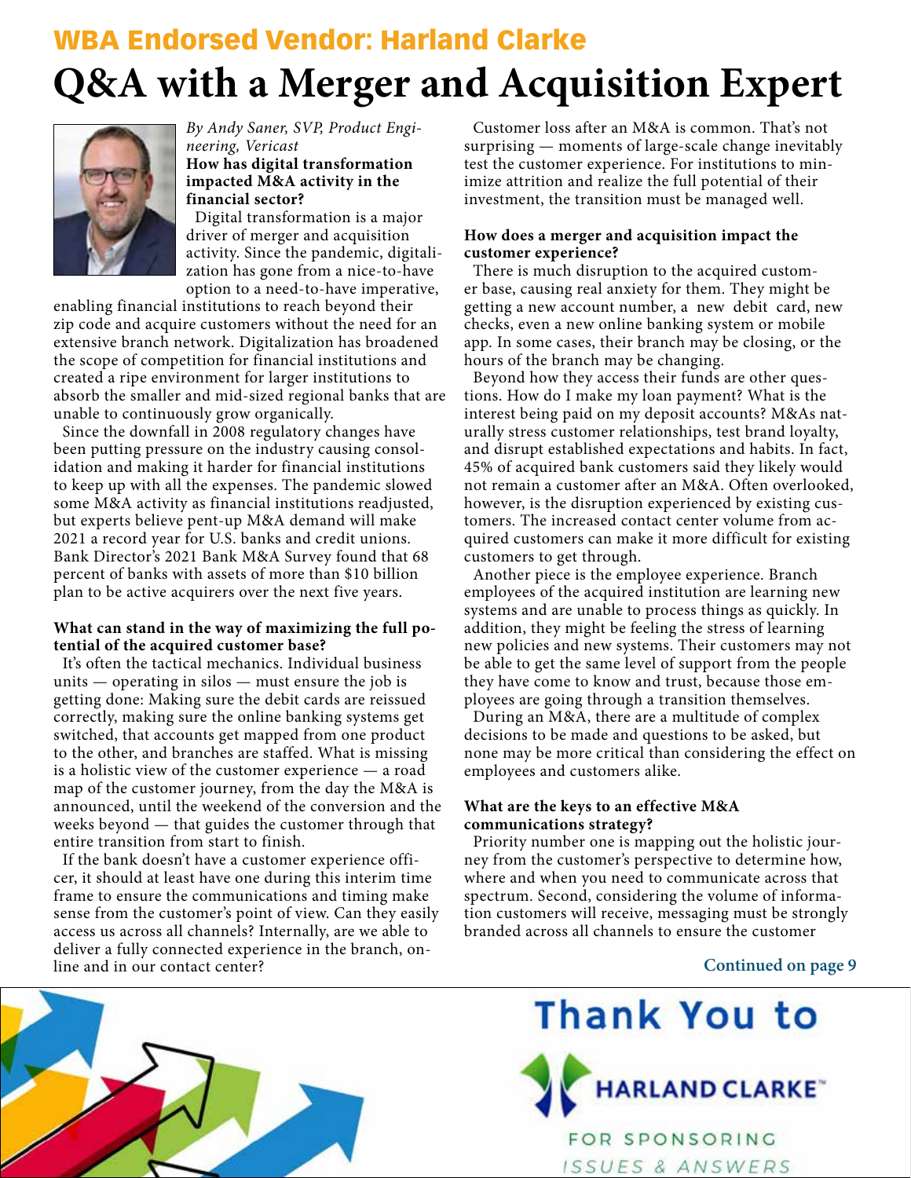## WBA Endorsed Vendor: Harland Clarke

# Q&A with a Merger and Acquisition Expert

*By Andy Saner, SVP, Product Engineering, Vericast*

**How has digital transformation impacted M&A activity in the financial sector?**

Digital transformation is a major driver of merger and acquisition activity. Since the pandemic, digitalization has gone from a nice-to-have option to a need-to-have imperative, enabling financial institutions to reach beyond their zip code and acquire customers without the need for an extensive branch network. Digitalization has broadened the scope of competition for financial institutions and created a ripe environment for larger institutions to absorb the smaller and mid-sized regional banks that are unable to continuously grow organically.

Since the downfall in 2008 regulatory changes have been putting pressure on the industry causing consolidation and making it harder for financial institutions to keep up with all the expenses. The pandemic slowed some M&A activity as financial institutions readjusted, but experts believe pent-up M&A demand will make 2021 a record year for U.S. banks and credit unions. Bank Director's 2021 Bank M&A Survey found that 68 percent of banks with assets of more than $10 billion plan to be active acquirers over the next five years.

**What can stand in the way of maximizing the full potential of the acquired customer base?**

It's often the tactical mechanics. Individual business units — operating in silos — must ensure the job is getting done: Making sure the debit cards are reissued correctly, making sure the online banking systems get switched, that accounts get mapped from one product to the other, and branches are staffed. What is missing is a holistic view of the customer experience — a road map of the customer journey, from the day the M&A is announced, until the weekend of the conversion and the weeks beyond — that guides the customer through that entire transition from start to finish.

If the bank doesn't have a customer experience officer, it should at least have one during this interim time frame to ensure the communications and timing make sense from the customer's point of view. Can they easily access us across all channels? Internally, are we able to deliver a fully connected experience in the branch, online and in our contact center?

Customer loss after an M&A is common. That's not surprising — moments of large-scale change inevitably test the customer experience. For institutions to minimize attrition and realize the full potential of their investment, the transition must be managed well.

**How does a merger and acquisition impact the customer experience?**

There is much disruption to the acquired customer base, causing real anxiety for them. They might be getting a new account number, a new debit card, new checks, even a new online banking system or mobile app. In some cases, their branch may be closing, or the hours of the branch may be changing.

Beyond how they access their funds are other questions. How do I make my loan payment? What is the interest being paid on my deposit accounts? M&As naturally stress customer relationships, test brand loyalty, and disrupt established expectations and habits. In fact, 45% of acquired bank customers said they likely would not remain a customer after an M&A. Often overlooked, however, is the disruption experienced by existing customers. The increased contact center volume from acquired customers can make it more difficult for existing customers to get through.

Another piece is the employee experience. Branch employees of the acquired institution are learning new systems and are unable to process things as quickly. In addition, they might be feeling the stress of learning new policies and new systems. Their customers may not be able to get the same level of support from the people they have come to know and trust, because those employees are going through a transition themselves.

During an M&A, there are a multitude of complex decisions to be made and questions to be asked, but none may be more critical than considering the effect on employees and customers alike.

**What are the keys to an effective M&A communications strategy?**

Priority number one is mapping out the holistic journey from the customer's perspective to determine how, where and when you need to communicate across that spectrum. Second, considering the volume of information customers will receive, messaging must be strongly branded across all channels to ensure the customer

**Continued on page 9**

Thank You to HARLAND CLARKE FOR SPONSORING ISSUES & ANSWERS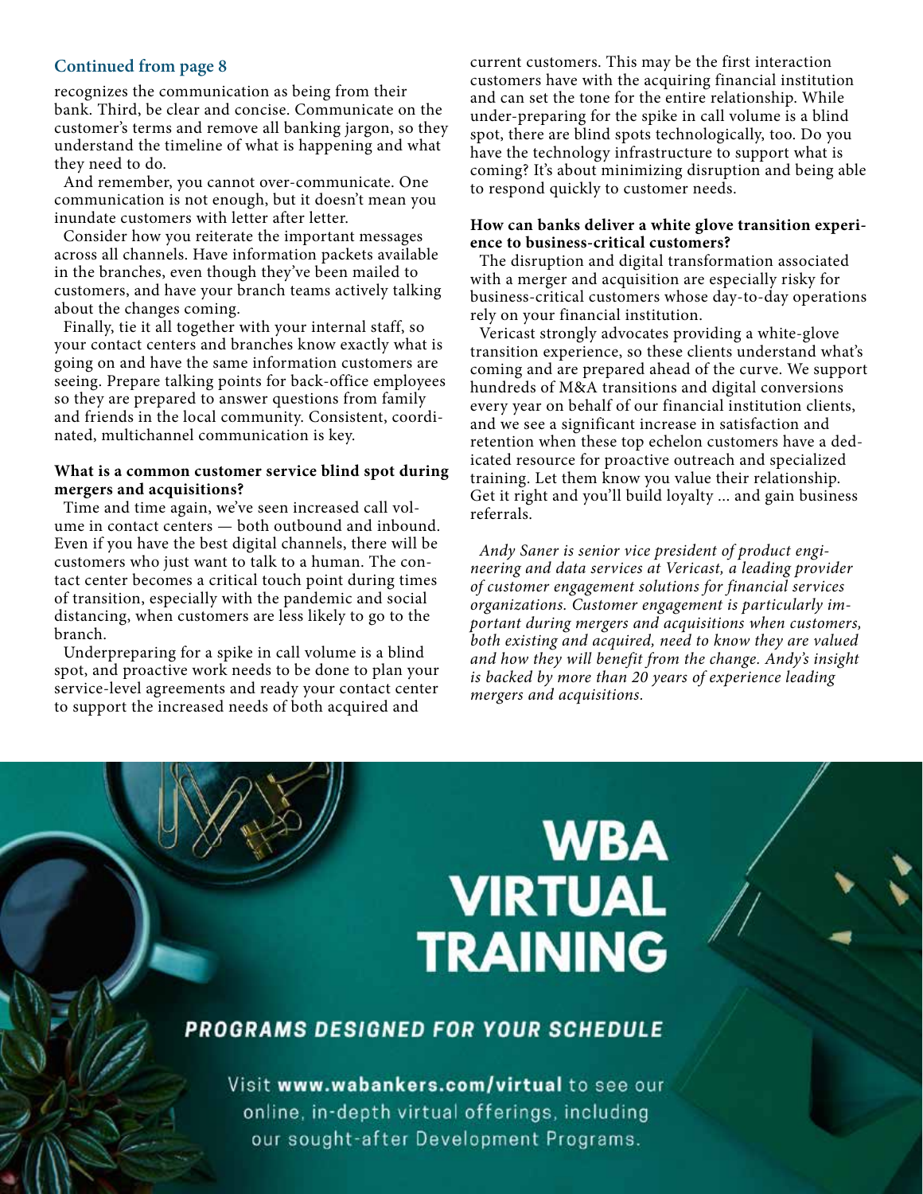**Continued from page 8**

recognizes the communication as being from their bank. Third, be clear and concise. Communicate on the customer's terms and remove all banking jargon, so they understand the timeline of what is happening and what they need to do.

And remember, you cannot over-communicate. One communication is not enough, but it doesn't mean you inundate customers with letter after letter.

Consider how you reiterate the important messages across all channels. Have information packets available in the branches, even though they've been mailed to customers, and have your branch teams actively talking about the changes coming.

Finally, tie it all together with your internal staff, so your contact centers and branches know exactly what is going on and have the same information customers are seeing. Prepare talking points for back-office employees so they are prepared to answer questions from family and friends in the local community. Consistent, coordinated, multichannel communication is key.

**What is a common customer service blind spot during mergers and acquisitions?**

Time and time again, we've seen increased call volume in contact centers — both outbound and inbound. Even if you have the best digital channels, there will be customers who just want to talk to a human. The contact center becomes a critical touch point during times of transition, especially with the pandemic and social distancing, when customers are less likely to go to the branch.

Underpreparing for a spike in call volume is a blind spot, and proactive work needs to be done to plan your service-level agreements and ready your contact center to support the increased needs of both acquired and current customers. This may be the first interaction customers have with the acquiring financial institution and can set the tone for the entire relationship. While under-preparing for the spike in call volume is a blind spot, there are blind spots technologically, too. Do you have the technology infrastructure to support what is coming? It's about minimizing disruption and being able to respond quickly to customer needs.

**How can banks deliver a white glove transition experience to business-critical customers?**

The disruption and digital transformation associated with a merger and acquisition are especially risky for business-critical customers whose day-to-day operations rely on your financial institution.

Vericast strongly advocates providing a white-glove transition experience, so these clients understand what's coming and are prepared ahead of the curve. We support hundreds of M&A transitions and digital conversions every year on behalf of our financial institution clients, and we see a significant increase in satisfaction and retention when these top echelon customers have a dedicated resource for proactive outreach and specialized training. Let them know you value their relationship. Get it right and you'll build loyalty ... and gain business referrals.

*Andy Saner is senior vice president of product engineering and data services at Vericast, a leading provider of customer engagement solutions for financial services organizations. Customer engagement is particularly important during mergers and acquisitions when customers, both existing and acquired, need to know they are valued and how they will benefit from the change. Andy's insight is backed by more than 20 years of experience leading mergers and acquisitions.*

# WBA VIRTUAL TRAINING

**PROGRAMS DESIGNED FOR YOUR SCHEDULE**

Visit **www.wabankers.com/virtual** to see our online, in-depth virtual offerings, including our sought-after Development Programs.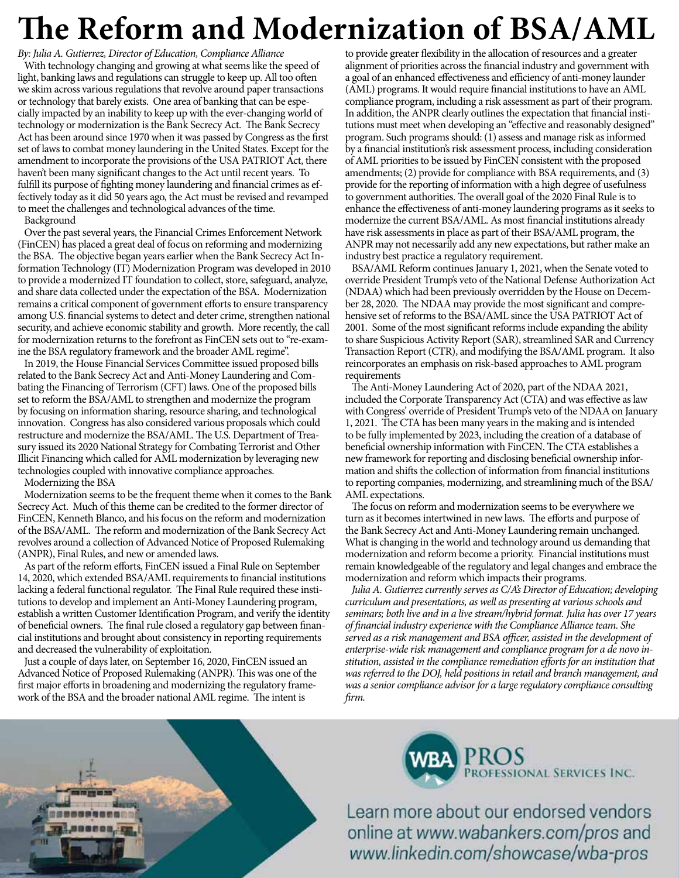# The Reform and Modernization of BSA/AML

*By: Julia A. Gutierrez, Director of Education, Compliance Alliance*

With technology changing and growing at what seems like the speed of light, banking laws and regulations can struggle to keep up. All too often we skim across various regulations that revolve around paper transactions or technology that barely exists. One area of banking that can be especially impacted by an inability to keep up with the ever-changing world of technology or modernization is the Bank Secrecy Act. The Bank Secrecy Act has been around since 1970 when it was passed by Congress as the first set of laws to combat money laundering in the United States. Except for the amendment to incorporate the provisions of the USA PATRIOT Act, there haven't been many significant changes to the Act until recent years. To fulfill its purpose of fighting money laundering and financial crimes as effectively today as it did 50 years ago, the Act must be revised and revamped to meet the challenges and technological advances of the time.

## Background

Over the past several years, the Financial Crimes Enforcement Network (FinCEN) has placed a great deal of focus on reforming and modernizing the BSA. The objective began years earlier when the Bank Secrecy Act Information Technology (IT) Modernization Program was developed in 2010 to provide a modernized IT foundation to collect, store, safeguard, analyze, and share data collected under the expectation of the BSA. Modernization remains a critical component of government efforts to ensure transparency among U.S. financial systems to detect and deter crime, strengthen national security, and achieve economic stability and growth. More recently, the call for modernization returns to the forefront as FinCEN sets out to "re-examine the BSA regulatory framework and the broader AML regime".

In 2019, the House Financial Services Committee issued proposed bills related to the Bank Secrecy Act and Anti-Money Laundering and Combating the Financing of Terrorism (CFT) laws. One of the proposed bills set to reform the BSA/AML to strengthen and modernize the program by focusing on information sharing, resource sharing, and technological innovation. Congress has also considered various proposals which could restructure and modernize the BSA/AML. The U.S. Department of Treasury issued its 2020 National Strategy for Combating Terrorist and Other Illicit Financing which called for AML modernization by leveraging new technologies coupled with innovative compliance approaches.

## Modernizing the BSA

Modernization seems to be the frequent theme when it comes to the Bank Secrecy Act. Much of this theme can be credited to the former director of FinCEN, Kenneth Blanco, and his focus on the reform and modernization of the BSA/AML. The reform and modernization of the Bank Secrecy Act revolves around a collection of Advanced Notice of Proposed Rulemaking (ANPR), Final Rules, and new or amended laws.

As part of the reform efforts, FinCEN issued a Final Rule on September 14, 2020, which extended BSA/AML requirements to financial institutions lacking a federal functional regulator. The Final Rule required these institutions to develop and implement an Anti-Money Laundering program, establish a written Customer Identification Program, and verify the identity of beneficial owners. The final rule closed a regulatory gap between financial institutions and brought about consistency in reporting requirements and decreased the vulnerability of exploitation.

Just a couple of days later, on September 16, 2020, FinCEN issued an Advanced Notice of Proposed Rulemaking (ANPR). This was one of the first major efforts in broadening and modernizing the regulatory framework of the BSA and the broader national AML regime. The intent is to provide greater flexibility in the allocation of resources and a greater alignment of priorities across the financial industry and government with a goal of an enhanced effectiveness and efficiency of anti-money launder (AML) programs. It would require financial institutions to have an AML compliance program, including a risk assessment as part of their program. In addition, the ANPR clearly outlines the expectation that financial institutions must meet when developing an "effective and reasonably designed" program. Such programs should: (1) assess and manage risk as informed by a financial institution's risk assessment process, including consideration of AML priorities to be issued by FinCEN consistent with the proposed amendments; (2) provide for compliance with BSA requirements, and (3) provide for the reporting of information with a high degree of usefulness to government authorities. The overall goal of the 2020 Final Rule is to enhance the effectiveness of anti-money laundering programs as it seeks to modernize the current BSA/AML. As most financial institutions already have risk assessments in place as part of their BSA/AML program, the ANPR may not necessarily add any new expectations, but rather make an industry best practice a regulatory requirement.

BSA/AML Reform continues January 1, 2021, when the Senate voted to override President Trump's veto of the National Defense Authorization Act (NDAA) which had been previously overridden by the House on December 28, 2020. The NDAA may provide the most significant and comprehensive set of reforms to the BSA/AML since the USA PATRIOT Act of 2001. Some of the most significant reforms include expanding the ability to share Suspicious Activity Report (SAR), streamlined SAR and Currency Transaction Report (CTR), and modifying the BSA/AML program. It also reincorporates an emphasis on risk-based approaches to AML program requirements

The Anti-Money Laundering Act of 2020, part of the NDAA 2021, included the Corporate Transparency Act (CTA) and was effective as law with Congress' override of President Trump's veto of the NDAA on January 1, 2021. The CTA has been many years in the making and is intended to be fully implemented by 2023, including the creation of a database of beneficial ownership information with FinCEN. The CTA establishes a new framework for reporting and disclosing beneficial ownership information and shifts the collection of information from financial institutions to reporting companies, modernizing, and streamlining much of the BSA/AML expectations.

The focus on reform and modernization seems to be everywhere we turn as it becomes intertwined in new laws. The efforts and purpose of the Bank Secrecy Act and Anti-Money Laundering remain unchanged. What is changing in the world and technology around us demanding that modernization and reform become a priority. Financial institutions must remain knowledgeable of the regulatory and legal changes and embrace the modernization and reform which impacts their programs.

*Julia A. Gutierrez currently serves as C/A's Director of Education; developing curriculum and presentations, as well as presenting at various schools and seminars; both live and in a live stream/hybrid format. Julia has over 17 years of financial industry experience with the Compliance Alliance team. She served as a risk management and BSA officer, assisted in the development of enterprise-wide risk management and compliance program for a de novo institution, assisted in the compliance remediation efforts for an institution that was referred to the DOJ, held positions in retail and branch management, and was a senior compliance advisor for a large regulatory compliance consulting firm.*

WBA PROS Professional Services Inc.

Learn more about our endorsed vendors online at www.wabankers.com/pros and www.linkedin.com/showcase/wba-pros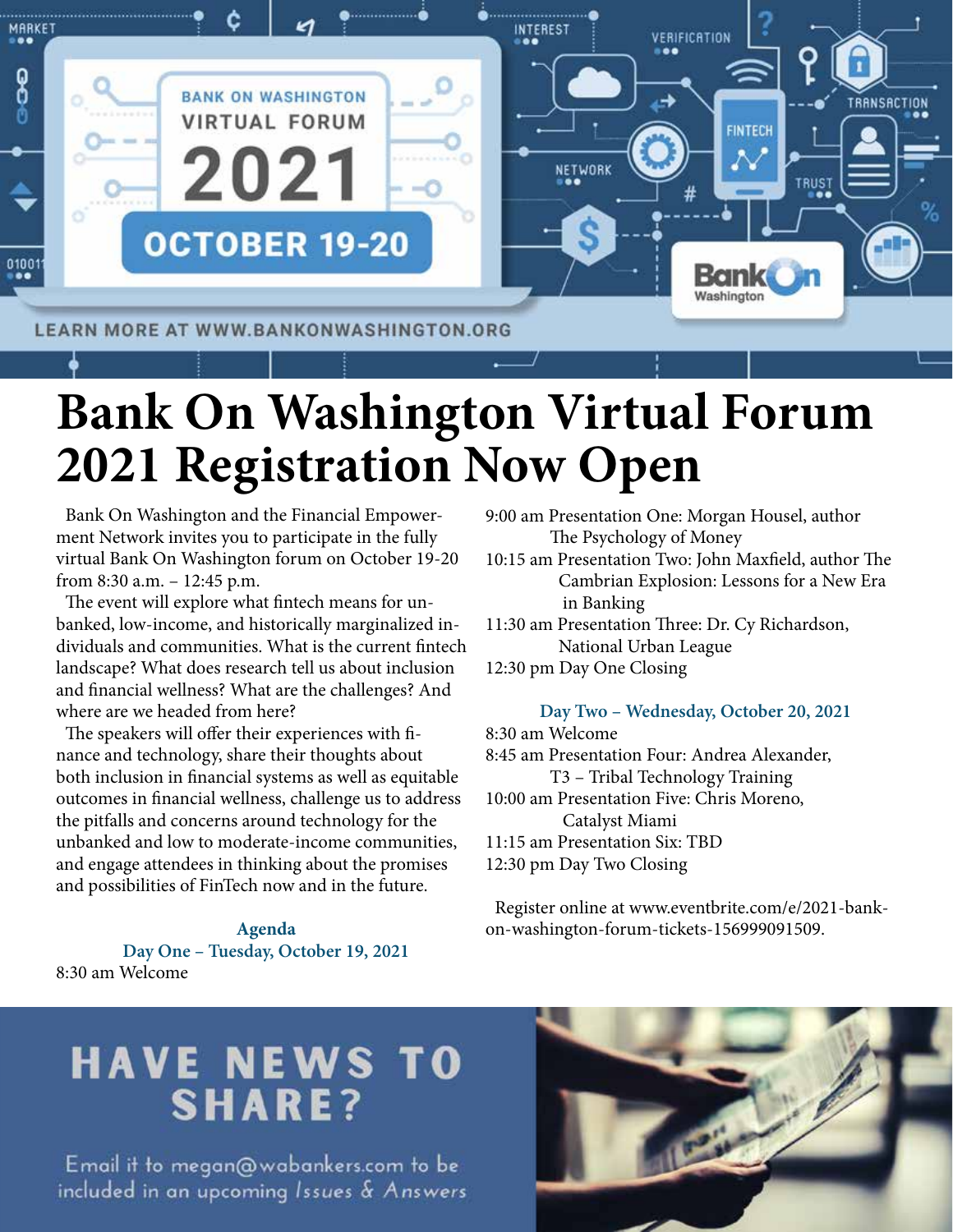BANK ON WASHINGTON VIRTUAL FORUM 2021

OCTOBER 19-20

LEARN MORE AT WWW.BANKONWASHINGTON.ORG

# Bank On Washington Virtual Forum 2021 Registration Now Open

Bank On Washington and the Financial Empowerment Network invites you to participate in the fully virtual Bank On Washington forum on October 19-20 from 8:30 a.m. – 12:45 p.m.

The event will explore what fintech means for unbanked, low-income, and historically marginalized individuals and communities. What is the current fintech landscape? What does research tell us about inclusion and financial wellness? What are the challenges? And where are we headed from here?

The speakers will offer their experiences with finance and technology, share their thoughts about both inclusion in financial systems as well as equitable outcomes in financial wellness, challenge us to address the pitfalls and concerns around technology for the unbanked and low to moderate-income communities, and engage attendees in thinking about the promises and possibilities of FinTech now and in the future.

### Agenda

**Day One – Tuesday, October 19, 2021**

8:30 am Welcome
9:00 am Presentation One: Morgan Housel, author The Psychology of Money
10:15 am Presentation Two: John Maxfield, author The Cambrian Explosion: Lessons for a New Era in Banking
11:30 am Presentation Three: Dr. Cy Richardson, National Urban League
12:30 pm Day One Closing

**Day Two – Wednesday, October 20, 2021**

8:30 am Welcome
8:45 am Presentation Four: Andrea Alexander, T3 – Tribal Technology Training
10:00 am Presentation Five: Chris Moreno, Catalyst Miami
11:15 am Presentation Six: TBD
12:30 pm Day Two Closing

Register online at www.eventbrite.com/e/2021-bank-on-washington-forum-tickets-156999091509.

## HAVE NEWS TO SHARE?

Email it to megan@wabankers.com to be included in an upcoming *Issues & Answers*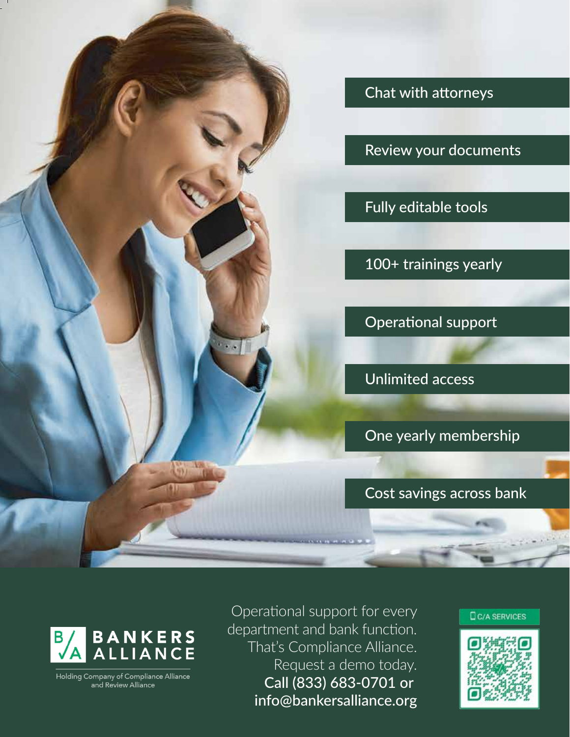- Chat with attorneys
- Review your documents
- Fully editable tools
- 100+ trainings yearly
- Operational support
- Unlimited access
- One yearly membership
- Cost savings across bank

**BANKERS ALLIANCE**

Holding Company of Compliance Alliance and Review Alliance

Operational support for every department and bank function. That's Compliance Alliance. Request a demo today.

**Call (833) 683-0701 or info@bankersalliance.org**

C/A SERVICES